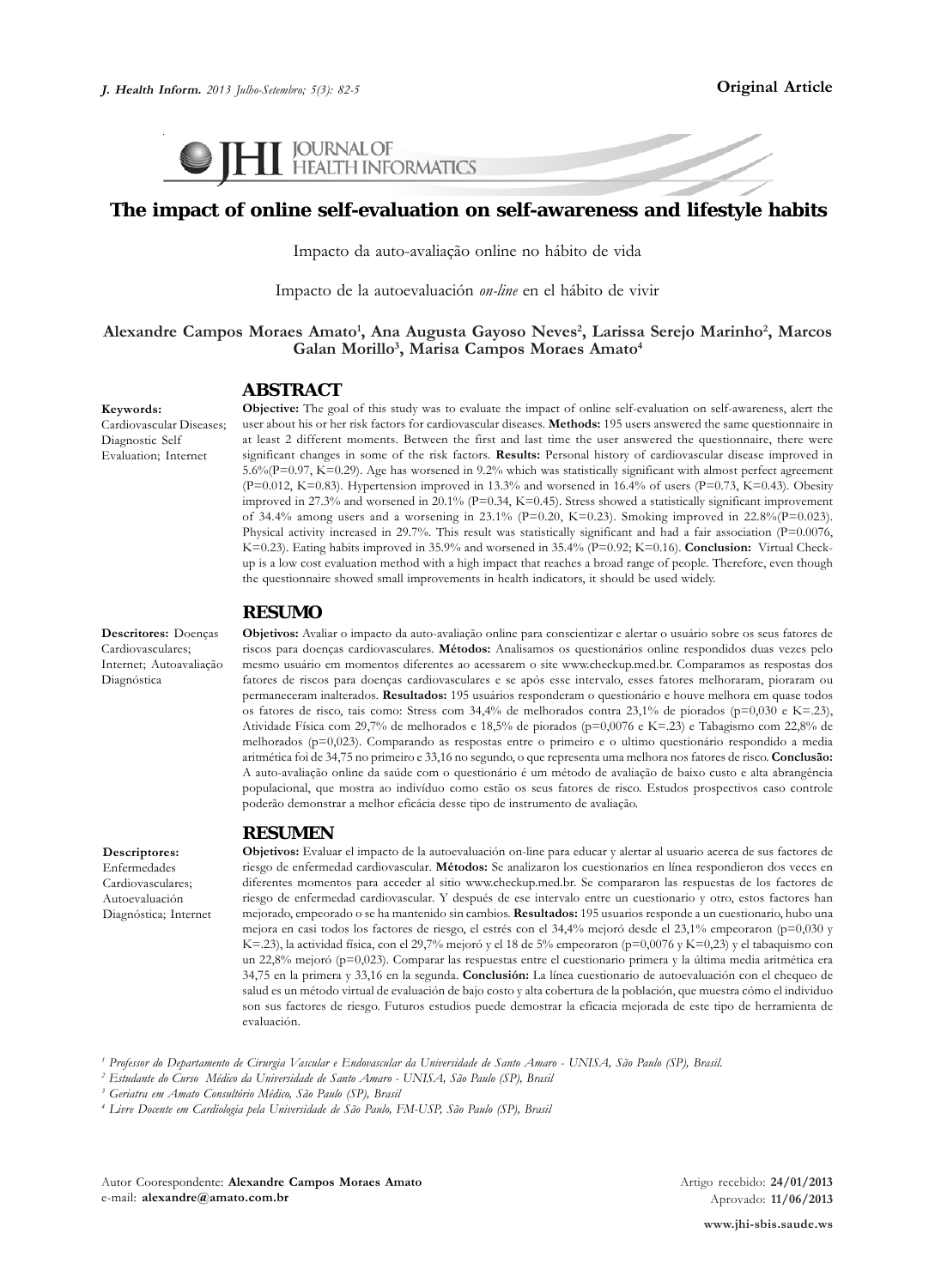Original Article

# The impact of online self-evaluation on self-awareness and lifestyle habits

Impacto da auto-avaliação online no hábito de vida

Impacto de la autoevaluación *on-line* en el hábito de vivir

**Alexandre Campos Moraes Amato[1], Ana Augusta Gayoso Neves[2], Larissa Serejo Marinho[2], Marcos Galan Morillo[3], Marisa Campos Moraes Amato[4]**

## ABSTRACT

**Keywords:** Cardiovascular Diseases; Diagnostic Self Evaluation; Internet

**Objective:** The goal of this study was to evaluate the impact of online self-evaluation on self-awareness, alert the user about his or her risk factors for cardiovascular diseases. **Methods:** 195 users answered the same questionnaire in at least 2 different moments. Between the first and last time the user answered the questionnaire, there were significant changes in some of the risk factors. **Results:** Personal history of cardiovascular disease improved in 5.6%(P=0.97, K=0.29). Age has worsened in 9.2% which was statistically significant with almost perfect agreement (P=0.012, K=0.83). Hypertension improved in 13.3% and worsened in 16.4% of users (P=0.73, K=0.43). Obesity improved in 27.3% and worsened in 20.1% (P=0.34, K=0.45). Stress showed a statistically significant improvement of 34.4% among users and a worsening in 23.1% (P=0.20, K=0.23). Smoking improved in 22.8%(P=0.023). Physical activity increased in 29.7%. This result was statistically significant and had a fair association (P=0.0076, K=0.23). Eating habits improved in 35.9% and worsened in 35.4% (P=0.92; K=0.16). **Conclusion:** Virtual Check-up is a low cost evaluation method with a high impact that reaches a broad range of people. Therefore, even though the questionnaire showed small improvements in health indicators, it should be used widely.

## RESUMO

**Descritores:** Doenças Cardiovasculares; Internet; Autoavaliação Diagnóstica

**Objetivos:** Avaliar o impacto da auto-avaliação online para conscientizar e alertar o usuário sobre os seus fatores de riscos para doenças cardiovasculares. **Métodos:** Analisamos os questionários online respondidos duas vezes pelo mesmo usuário em momentos diferentes ao acessarem o site www.checkup.med.br. Comparamos as respostas dos fatores de riscos para doenças cardiovasculares e se após esse intervalo, esses fatores melhoraram, pioraram ou permaneceram inalterados. **Resultados:** 195 usuários responderam o questionário e houve melhora em quase todos os fatores de risco, tais como: Stress com 34,4% de melhorados contra 23,1% de piorados (p=0,030 e K=.23), Atividade Física com 29,7% de melhorados e 18,5% de piorados (p=0,0076 e K=.23) e Tabagismo com 22,8% de melhorados (p=0,023). Comparando as respostas entre o primeiro e o ultimo questionário respondido a media aritmética foi de 34,75 no primeiro e 33,16 no segundo, o que representa uma melhora nos fatores de risco. **Conclusão:** A auto-avaliação online da saúde com o questionário é um método de avaliação de baixo custo e alta abrangência populacional, que mostra ao indivíduo como estão os seus fatores de risco. Estudos prospectivos caso controle poderão demonstrar a melhor eficácia desse tipo de instrumento de avaliação.

## RESUMEN

**Descriptores:** Enfermedades Cardiovasculares; Autoevaluación Diagnóstica; Internet

**Objetivos:** Evaluar el impacto de la autoevaluación on-line para educar y alertar al usuario acerca de sus factores de riesgo de enfermedad cardiovascular. **Métodos:** Se analizaron los cuestionarios en línea respondieron dos veces en diferentes momentos para acceder al sitio www.checkup.med.br. Se compararon las respuestas de los factores de riesgo de enfermedad cardiovascular. Y después de ese intervalo entre un cuestionario y otro, estos factores han mejorado, empeorado o se ha mantenido sin cambios. **Resultados:** 195 usuarios responde a un cuestionario, hubo una mejora en casi todos los factores de riesgo, el estrés con el 34,4% mejoró desde el 23,1% empeoraron (p=0,030 y K=.23), la actividad física, con el 29,7% mejoró y el 18 de 5% empeoraron (p=0,0076 y K=0,23) y el tabaquismo con un 22,8% mejoró (p=0,023). Comparar las respuestas entre el cuestionario primera y la última media aritmética era 34,75 en la primera y 33,16 en la segunda. **Conclusión:** La línea cuestionario de autoevaluación con el chequeo de salud es un método virtual de evaluación de bajo costo y alta cobertura de la población, que muestra cómo el individuo son sus factores de riesgo. Futuros estudios puede demostrar la eficacia mejorada de este tipo de herramienta de evaluación.

---

[1] *Professor do Departamento de Cirurgia Vascular e Endovascular da Universidade de Santo Amaro - UNISA, São Paulo (SP), Brasil.*
[2] *Estudante do Curso Médico da Universidade de Santo Amaro - UNISA, São Paulo (SP), Brasil*
[3] *Geriatra em Amato Consultório Médico, São Paulo (SP), Brasil*
[4] *Livre Docente em Cardiologia pela Universidade de São Paulo, FM-USP, São Paulo (SP), Brasil*

Autor Coorespondente: **Alexandre Campos Moraes Amato**
e-mail: **alexandre@amato.com.br**

Artigo recebido: **24/01/2013**
Aprovado: **11/06/2013**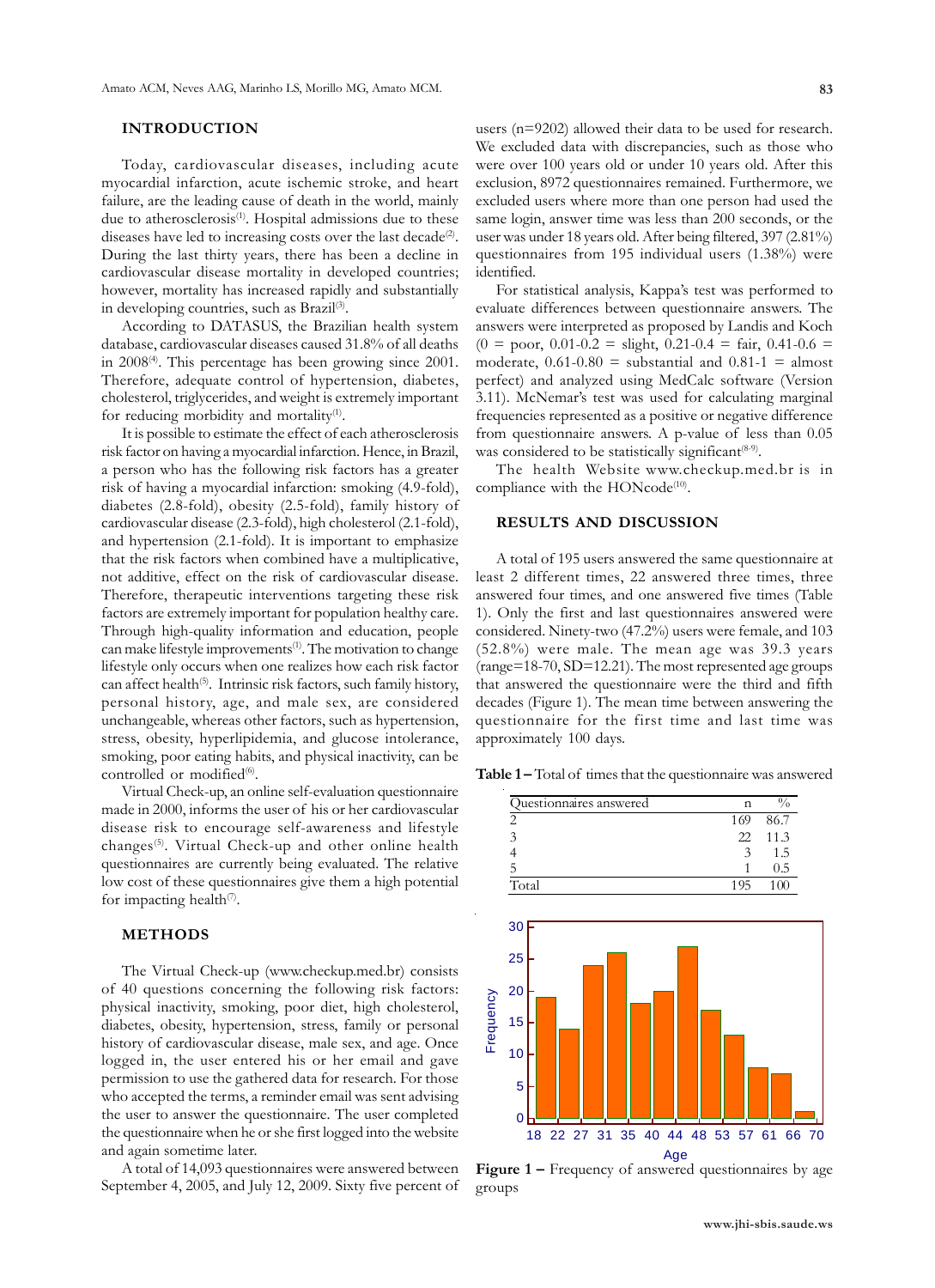## INTRODUCTION

Today, cardiovascular diseases, including acute myocardial infarction, acute ischemic stroke, and heart failure, are the leading cause of death in the world, mainly due to atherosclerosis[1]. Hospital admissions due to these diseases have led to increasing costs over the last decade[2]. During the last thirty years, there has been a decline in cardiovascular disease mortality in developed countries; however, mortality has increased rapidly and substantially in developing countries, such as Brazil[3].

According to DATASUS, the Brazilian health system database, cardiovascular diseases caused 31.8% of all deaths in 2008[4]. This percentage has been growing since 2001. Therefore, adequate control of hypertension, diabetes, cholesterol, triglycerides, and weight is extremely important for reducing morbidity and mortality[1].

It is possible to estimate the effect of each atherosclerosis risk factor on having a myocardial infarction. Hence, in Brazil, a person who has the following risk factors has a greater risk of having a myocardial infarction: smoking (4.9-fold), diabetes (2.8-fold), obesity (2.5-fold), family history of cardiovascular disease (2.3-fold), high cholesterol (2.1-fold), and hypertension (2.1-fold). It is important to emphasize that the risk factors when combined have a multiplicative, not additive, effect on the risk of cardiovascular disease. Therefore, therapeutic interventions targeting these risk factors are extremely important for population healthy care. Through high-quality information and education, people can make lifestyle improvements[1]. The motivation to change lifestyle only occurs when one realizes how each risk factor can affect health[5]. Intrinsic risk factors, such family history, personal history, age, and male sex, are considered unchangeable, whereas other factors, such as hypertension, stress, obesity, hyperlipidemia, and glucose intolerance, smoking, poor eating habits, and physical inactivity, can be controlled or modified[6].

Virtual Check-up, an online self-evaluation questionnaire made in 2000, informs the user of his or her cardiovascular disease risk to encourage self-awareness and lifestyle changes[5]. Virtual Check-up and other online health questionnaires are currently being evaluated. The relative low cost of these questionnaires give them a high potential for impacting health[7].

## METHODS

The Virtual Check-up (www.checkup.med.br) consists of 40 questions concerning the following risk factors: physical inactivity, smoking, poor diet, high cholesterol, diabetes, obesity, hypertension, stress, family or personal history of cardiovascular disease, male sex, and age. Once logged in, the user entered his or her email and gave permission to use the gathered data for research. For those who accepted the terms, a reminder email was sent advising the user to answer the questionnaire. The user completed the questionnaire when he or she first logged into the website and again sometime later.

A total of 14,093 questionnaires were answered between September 4, 2005, and July 12, 2009. Sixty five percent of users (n=9202) allowed their data to be used for research. We excluded data with discrepancies, such as those who were over 100 years old or under 10 years old. After this exclusion, 8972 questionnaires remained. Furthermore, we excluded users where more than one person had used the same login, answer time was less than 200 seconds, or the user was under 18 years old. After being filtered, 397 (2.81%) questionnaires from 195 individual users (1.38%) were identified.

For statistical analysis, Kappa's test was performed to evaluate differences between questionnaire answers. The answers were interpreted as proposed by Landis and Koch (0 = poor, 0.01-0.2 = slight, 0.21-0.4 = fair, 0.41-0.6 = moderate, 0.61-0.80 = substantial and 0.81-1 = almost perfect) and analyzed using MedCalc software (Version 3.11). McNemar's test was used for calculating marginal frequencies represented as a positive or negative difference from questionnaire answers. A p-value of less than 0.05 was considered to be statistically significant[8-9].

The health Website www.checkup.med.br is in compliance with the HONcode[10].

## RESULTS AND DISCUSSION

A total of 195 users answered the same questionnaire at least 2 different times, 22 answered three times, three answered four times, and one answered five times (Table 1). Only the first and last questionnaires answered were considered. Ninety-two (47.2%) users were female, and 103 (52.8%) were male. The mean age was 39.3 years (range=18-70, SD=12.21). The most represented age groups that answered the questionnaire were the third and fifth decades (Figure 1). The mean time between answering the questionnaire for the first time and last time was approximately 100 days.

**Table 1 –** Total of times that the questionnaire was answered

| Questionnaires answered | n | % |
|---|---|---|
| 2 | 169 | 86.7 |
| 3 | 22 | 11.3 |
| 4 | 3 | 1.5 |
| 5 | 1 | 0.5 |
| Total | 195 | 100 |

**Figure 1 –** Frequency of answered questionnaires by age groups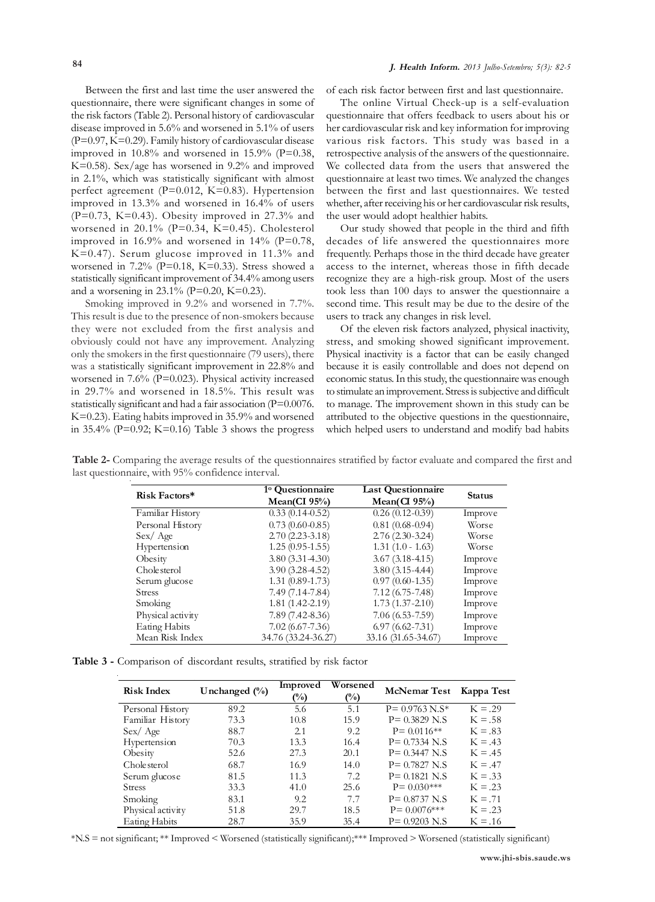Between the first and last time the user answered the questionnaire, there were significant changes in some of the risk factors (Table 2). Personal history of cardiovascular disease improved in 5.6% and worsened in 5.1% of users (P=0.97, K=0.29). Family history of cardiovascular disease improved in 10.8% and worsened in 15.9% (P=0.38, K=0.58). Sex/age has worsened in 9.2% and improved in 2.1%, which was statistically significant with almost perfect agreement (P=0.012, K=0.83). Hypertension improved in 13.3% and worsened in 16.4% of users (P=0.73, K=0.43). Obesity improved in 27.3% and worsened in 20.1% (P=0.34, K=0.45). Cholesterol improved in 16.9% and worsened in 14% (P=0.78, K=0.47). Serum glucose improved in 11.3% and worsened in 7.2% (P=0.18, K=0.33). Stress showed a statistically significant improvement of 34.4% among users and a worsening in 23.1% (P=0.20, K=0.23).

Smoking improved in 9.2% and worsened in 7.7%. This result is due to the presence of non-smokers because they were not excluded from the first analysis and obviously could not have any improvement. Analyzing only the smokers in the first questionnaire (79 users), there was a statistically significant improvement in 22.8% and worsened in 7.6% (P=0.023). Physical activity increased in 29.7% and worsened in 18.5%. This result was statistically significant and had a fair association (P=0.0076. K=0.23). Eating habits improved in 35.9% and worsened in 35.4% (P=0.92; K=0.16) Table 3 shows the progress of each risk factor between first and last questionnaire.

The online Virtual Check-up is a self-evaluation questionnaire that offers feedback to users about his or her cardiovascular risk and key information for improving various risk factors. This study was based in a retrospective analysis of the answers of the questionnaire. We collected data from the users that answered the questionnaire at least two times. We analyzed the changes between the first and last questionnaires. We tested whether, after receiving his or her cardiovascular risk results, the user would adopt healthier habits.

Our study showed that people in the third and fifth decades of life answered the questionnaires more frequently. Perhaps those in the third decade have greater access to the internet, whereas those in fifth decade recognize they are a high-risk group. Most of the users took less than 100 days to answer the questionnaire a second time. This result may be due to the desire of the users to track any changes in risk level.

Of the eleven risk factors analyzed, physical inactivity, stress, and smoking showed significant improvement. Physical inactivity is a factor that can be easily changed because it is easily controllable and does not depend on economic status. In this study, the questionnaire was enough to stimulate an improvement. Stress is subjective and difficult to manage. The improvement shown in this study can be attributed to the objective questions in the questionnaire, which helped users to understand and modify bad habits

**Table 2-** Comparing the average results of the questionnaires stratified by factor evaluate and compared the first and last questionnaire, with 95% confidence interval.

| Risk Factors* | 1º Questionnaire Mean(CI 95%) | Last Questionnaire Mean(CI 95%) | Status |
|---|---|---|---|
| Familiar History | 0.33 (0.14-0.52) | 0.26 (0.12-0.39) | Improve |
| Personal History | 0.73 (0.60-0.85) | 0.81 (0.68-0.94) | Worse |
| Sex/ Age | 2.70 (2.23-3.18) | 2.76 (2.30-3.24) | Worse |
| Hypertension | 1.25 (0.95-1.55) | 1.31 (1.0 - 1.63) | Worse |
| Obesity | 3.80 (3.31-4.30) | 3.67 (3.18-4.15) | Improve |
| Cholesterol | 3.90 (3.28-4.52) | 3.80 (3.15-4.44) | Improve |
| Serum glucose | 1.31 (0.89-1.73) | 0.97 (0.60-1.35) | Improve |
| Stress | 7.49 (7.14-7.84) | 7.12 (6.75-7.48) | Improve |
| Smoking | 1.81 (1.42-2.19) | 1.73 (1.37-2.10) | Improve |
| Physical activity | 7.89 (7.42-8.36) | 7.06 (6.53-7.59) | Improve |
| Eating Habits | 7.02 (6.67-7.36) | 6.97 (6.62-7.31) | Improve |
| Mean Risk Index | 34.76 (33.24-36.27) | 33.16 (31.65-34.67) | Improve |

**Table 3 -** Comparison of discordant results, stratified by risk factor

| Risk Index | Unchanged (%) | Improved (%) | Worsened (%) | McNemar Test | Kappa Test |
|---|---|---|---|---|---|
| Personal History | 89.2 | 5.6 | 5.1 | P= 0.9763 N.S* | K = .29 |
| Familiar History | 73.3 | 10.8 | 15.9 | P= 0.3829 N.S | K = .58 |
| Sex/ Age | 88.7 | 2.1 | 9.2 | P= 0.0116** | K = .83 |
| Hypertension | 70.3 | 13.3 | 16.4 | P= 0.7334 N.S | K = .43 |
| Obesity | 52.6 | 27.3 | 20.1 | P= 0.3447 N.S | K = .45 |
| Cholesterol | 68.7 | 16.9 | 14.0 | P= 0.7827 N.S | K = .47 |
| Serum glucose | 81.5 | 11.3 | 7.2 | P= 0.1821 N.S | K = .33 |
| Stress | 33.3 | 41.0 | 25.6 | P= 0.030*** | K = .23 |
| Smoking | 83.1 | 9.2 | 7.7 | P= 0.8737 N.S | K = .71 |
| Physical activity | 51.8 | 29.7 | 18.5 | P= 0.0076*** | K = .23 |
| Eating Habits | 28.7 | 35.9 | 35.4 | P= 0.9203 N.S | K = .16 |

*N.S = not significant; ** Improved < Worsened (statistically significant);*** Improved > Worsened (statistically significant)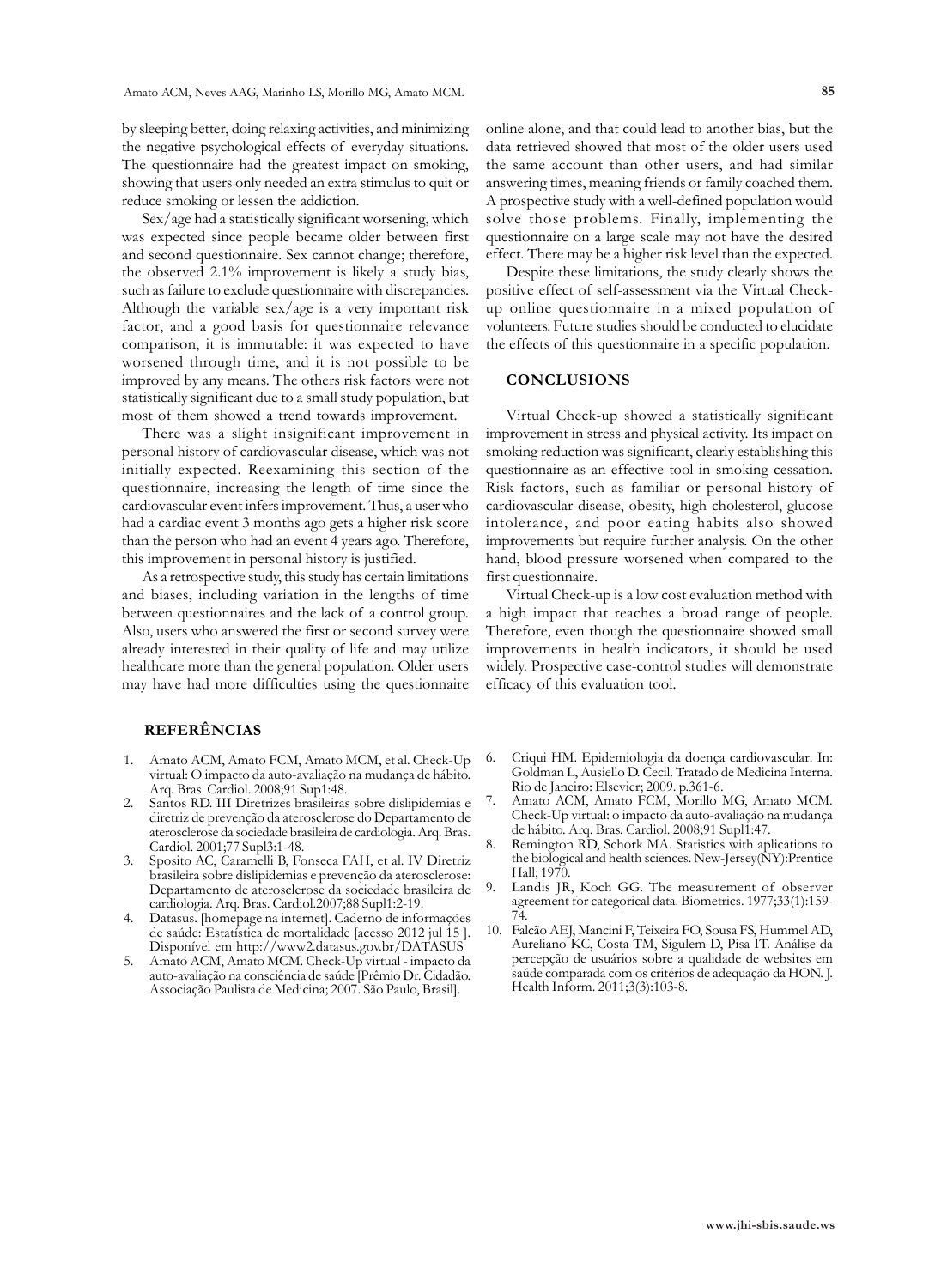by sleeping better, doing relaxing activities, and minimizing the negative psychological effects of everyday situations. The questionnaire had the greatest impact on smoking, showing that users only needed an extra stimulus to quit or reduce smoking or lessen the addiction.

Sex/age had a statistically significant worsening, which was expected since people became older between first and second questionnaire. Sex cannot change; therefore, the observed 2.1% improvement is likely a study bias, such as failure to exclude questionnaire with discrepancies. Although the variable sex/age is a very important risk factor, and a good basis for questionnaire relevance comparison, it is immutable: it was expected to have worsened through time, and it is not possible to be improved by any means. The others risk factors were not statistically significant due to a small study population, but most of them showed a trend towards improvement.

There was a slight insignificant improvement in personal history of cardiovascular disease, which was not initially expected. Reexamining this section of the questionnaire, increasing the length of time since the cardiovascular event infers improvement. Thus, a user who had a cardiac event 3 months ago gets a higher risk score than the person who had an event 4 years ago. Therefore, this improvement in personal history is justified.

As a retrospective study, this study has certain limitations and biases, including variation in the lengths of time between questionnaires and the lack of a control group. Also, users who answered the first or second survey were already interested in their quality of life and may utilize healthcare more than the general population. Older users may have had more difficulties using the questionnaire online alone, and that could lead to another bias, but the data retrieved showed that most of the older users used the same account than other users, and had similar answering times, meaning friends or family coached them. A prospective study with a well-defined population would solve those problems. Finally, implementing the questionnaire on a large scale may not have the desired effect. There may be a higher risk level than the expected.

Despite these limitations, the study clearly shows the positive effect of self-assessment via the Virtual Check-up online questionnaire in a mixed population of volunteers. Future studies should be conducted to elucidate the effects of this questionnaire in a specific population.

## CONCLUSIONS

Virtual Check-up showed a statistically significant improvement in stress and physical activity. Its impact on smoking reduction was significant, clearly establishing this questionnaire as an effective tool in smoking cessation. Risk factors, such as familiar or personal history of cardiovascular disease, obesity, high cholesterol, glucose intolerance, and poor eating habits also showed improvements but require further analysis. On the other hand, blood pressure worsened when compared to the first questionnaire.

Virtual Check-up is a low cost evaluation method with a high impact that reaches a broad range of people. Therefore, even though the questionnaire showed small improvements in health indicators, it should be used widely. Prospective case-control studies will demonstrate efficacy of this evaluation tool.

## REFERÊNCIAS

1. Amato ACM, Amato FCM, Amato MCM, et al. Check-Up virtual: O impacto da auto-avaliação na mudança de hábito. Arq. Bras. Cardiol. 2008;91 Sup1:48.
2. Santos RD. III Diretrizes brasileiras sobre dislipidemias e diretriz de prevenção da aterosclerose do Departamento de aterosclerose da sociedade brasileira de cardiologia. Arq. Bras. Cardiol. 2001;77 Supl3:1-48.
3. Sposito AC, Caramelli B, Fonseca FAH, et al. IV Diretriz brasileira sobre dislipidemias e prevenção da aterosclerose: Departamento de aterosclerose da sociedade brasileira de cardiologia. Arq. Bras. Cardiol.2007;88 Supl1:2-19.
4. Datasus. [homepage na internet]. Caderno de informações de saúde: Estatística de mortalidade [acesso 2012 jul 15 ]. Disponível em http://www2.datasus.gov.br/DATASUS
5. Amato ACM, Amato MCM. Check-Up virtual - impacto da auto-avaliação na consciência de saúde [Prêmio Dr. Cidadão. Associação Paulista de Medicina; 2007. São Paulo, Brasil].
6. Criqui HM. Epidemiologia da doença cardiovascular. In: Goldman L, Ausiello D. Cecil. Tratado de Medicina Interna. Rio de Janeiro: Elsevier; 2009. p.361-6.
7. Amato ACM, Amato FCM, Morillo MG, Amato MCM. Check-Up virtual: o impacto da auto-avaliação na mudança de hábito. Arq. Bras. Cardiol. 2008;91 Supl1:47.
8. Remington RD, Schork MA. Statistics with aplications to the biological and health sciences. New-Jersey(NY):Prentice Hall; 1970.
9. Landis JR, Koch GG. The measurement of observer agreement for categorical data. Biometrics. 1977;33(1):159-74.
10. Falcão AEJ, Mancini F, Teixeira FO, Sousa FS, Hummel AD, Aureliano KC, Costa TM, Sigulem D, Pisa IT. Análise da percepção de usuários sobre a qualidade de websites em saúde comparada com os critérios de adequação da HON. J. Health Inform. 2011;3(3):103-8.